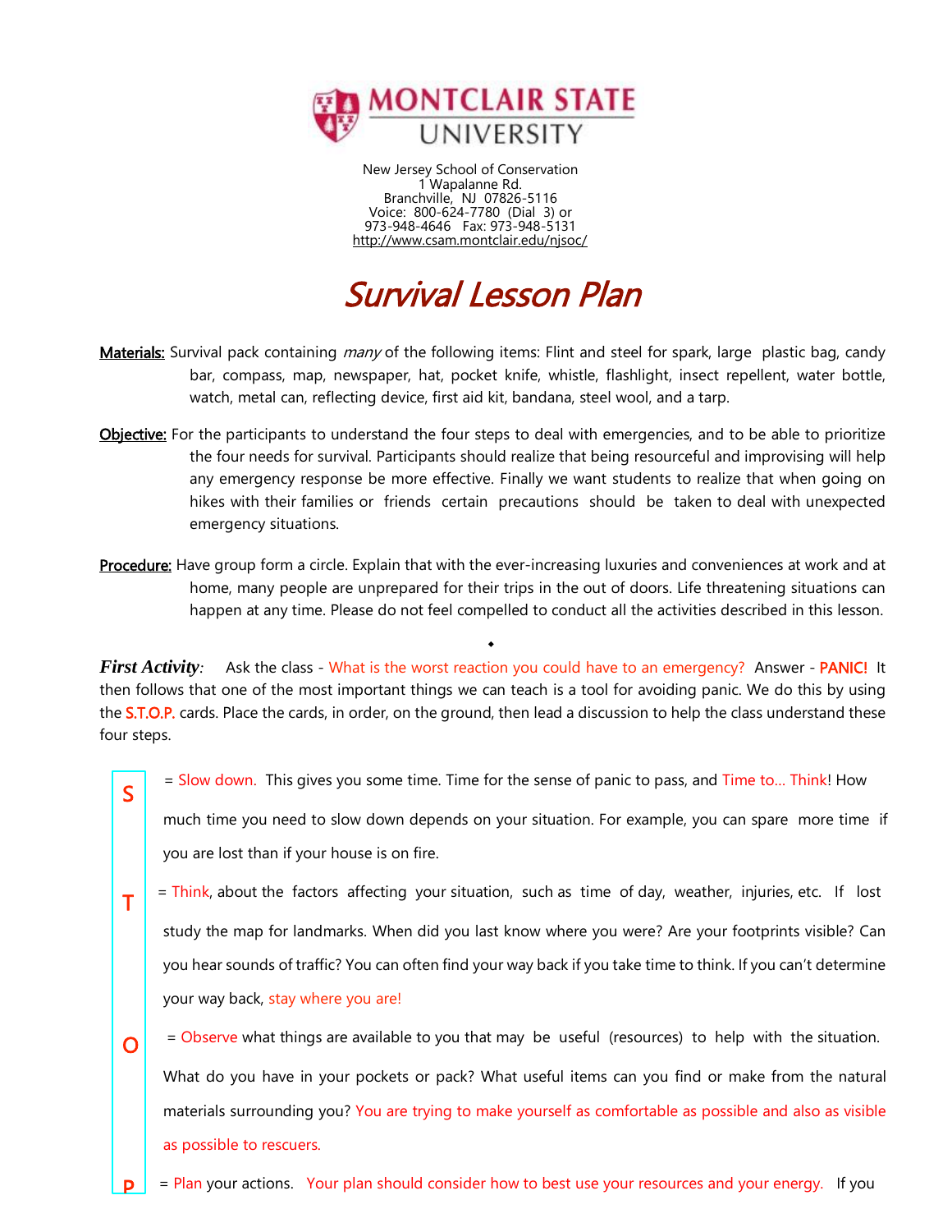MONTCLAIR STATE UNIVERSITY

New Jersey School of Conservation
1 Wapalanne Rd.
Branchville, NJ 07826-5116
Voice: 800-624-7780 (Dial 3) or
973-948-4646 Fax: 973-948-5131
http://www.csam.montclair.edu/njsoc/

# Survival Lesson Plan

**Materials:** Survival pack containing *many* of the following items: Flint and steel for spark, large plastic bag, candy bar, compass, map, newspaper, hat, pocket knife, whistle, flashlight, insect repellent, water bottle, watch, metal can, reflecting device, first aid kit, bandana, steel wool, and a tarp.

**Objective:** For the participants to understand the four steps to deal with emergencies, and to be able to prioritize the four needs for survival. Participants should realize that being resourceful and improvising will help any emergency response be more effective. Finally we want students to realize that when going on hikes with their families or friends certain precautions should be taken to deal with unexpected emergency situations.

**Procedure:** Have group form a circle. Explain that with the ever-increasing luxuries and conveniences at work and at home, many people are unprepared for their trips in the out of doors. Life threatening situations can happen at any time. Please do not feel compelled to conduct all the activities described in this lesson.

***First Activity:*** Ask the class - What is the worst reaction you could have to an emergency? Answer - **PANIC!** It then follows that one of the most important things we can teach is a tool for avoiding panic. We do this by using the S.T.O.P. cards. Place the cards, in order, on the ground, then lead a discussion to help the class understand these four steps.

**S** = Slow down. This gives you some time. Time for the sense of panic to pass, and Time to... Think! How much time you need to slow down depends on your situation. For example, you can spare more time if you are lost than if your house is on fire.

**T** = Think, about the factors affecting your situation, such as time of day, weather, injuries, etc. If lost study the map for landmarks. When did you last know where you were? Are your footprints visible? Can you hear sounds of traffic? You can often find your way back if you take time to think. If you can't determine your way back, stay where you are!

**O** = Observe what things are available to you that may be useful (resources) to help with the situation. What do you have in your pockets or pack? What useful items can you find or make from the natural materials surrounding you? You are trying to make yourself as comfortable as possible and also as visible as possible to rescuers.

**P** = Plan your actions. Your plan should consider how to best use your resources and your energy. If you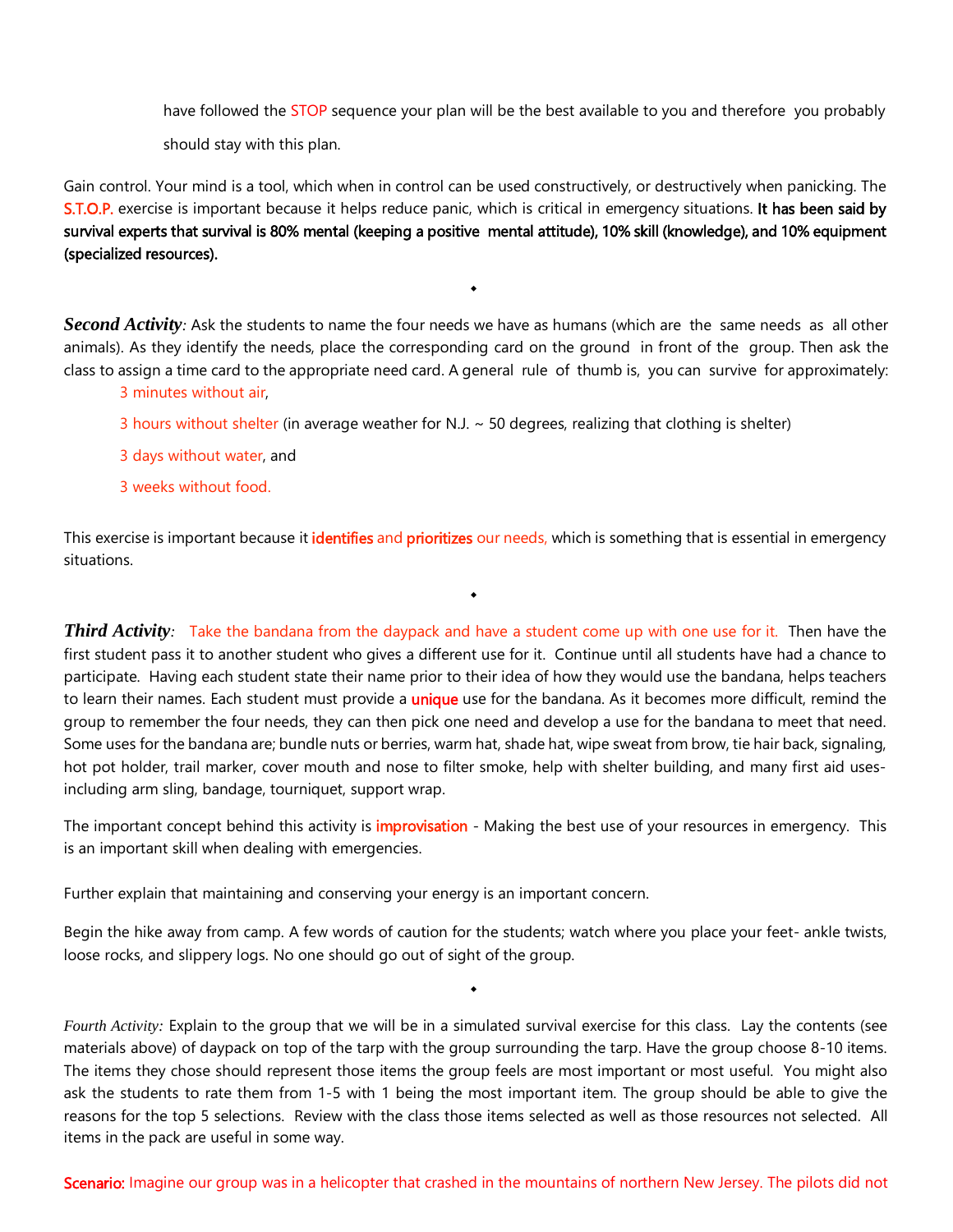have followed the STOP sequence your plan will be the best available to you and therefore you probably should stay with this plan.

Gain control. Your mind is a tool, which when in control can be used constructively, or destructively when panicking. The S.T.O.P. exercise is important because it helps reduce panic, which is critical in emergency situations. **It has been said by survival experts that survival is 80% mental (keeping a positive mental attitude), 10% skill (knowledge), and 10% equipment (specialized resources).**

◆

***Second Activity****:* Ask the students to name the four needs we have as humans (which are the same needs as all other animals). As they identify the needs, place the corresponding card on the ground in front of the group. Then ask the class to assign a time card to the appropriate need card. A general rule of thumb is, you can survive for approximately:

- 3 minutes without air,
- 3 hours without shelter (in average weather for N.J. ~ 50 degrees, realizing that clothing is shelter)
- 3 days without water, and
- 3 weeks without food.

This exercise is important because it **identifies** and **prioritizes** our needs, which is something that is essential in emergency situations.

◆

***Third Activity****:* Take the bandana from the daypack and have a student come up with one use for it. Then have the first student pass it to another student who gives a different use for it. Continue until all students have had a chance to participate. Having each student state their name prior to their idea of how they would use the bandana, helps teachers to learn their names. Each student must provide a **unique** use for the bandana. As it becomes more difficult, remind the group to remember the four needs, they can then pick one need and develop a use for the bandana to meet that need. Some uses for the bandana are; bundle nuts or berries, warm hat, shade hat, wipe sweat from brow, tie hair back, signaling, hot pot holder, trail marker, cover mouth and nose to filter smoke, help with shelter building, and many first aid uses- including arm sling, bandage, tourniquet, support wrap.

The important concept behind this activity is **improvisation** - Making the best use of your resources in emergency. This is an important skill when dealing with emergencies.

Further explain that maintaining and conserving your energy is an important concern.

Begin the hike away from camp. A few words of caution for the students; watch where you place your feet- ankle twists, loose rocks, and slippery logs. No one should go out of sight of the group.

◆

*Fourth Activity:* Explain to the group that we will be in a simulated survival exercise for this class. Lay the contents (see materials above) of daypack on top of the tarp with the group surrounding the tarp. Have the group choose 8-10 items. The items they chose should represent those items the group feels are most important or most useful. You might also ask the students to rate them from 1-5 with 1 being the most important item. The group should be able to give the reasons for the top 5 selections. Review with the class those items selected as well as those resources not selected. All items in the pack are useful in some way.

**Scenario:** Imagine our group was in a helicopter that crashed in the mountains of northern New Jersey. The pilots did not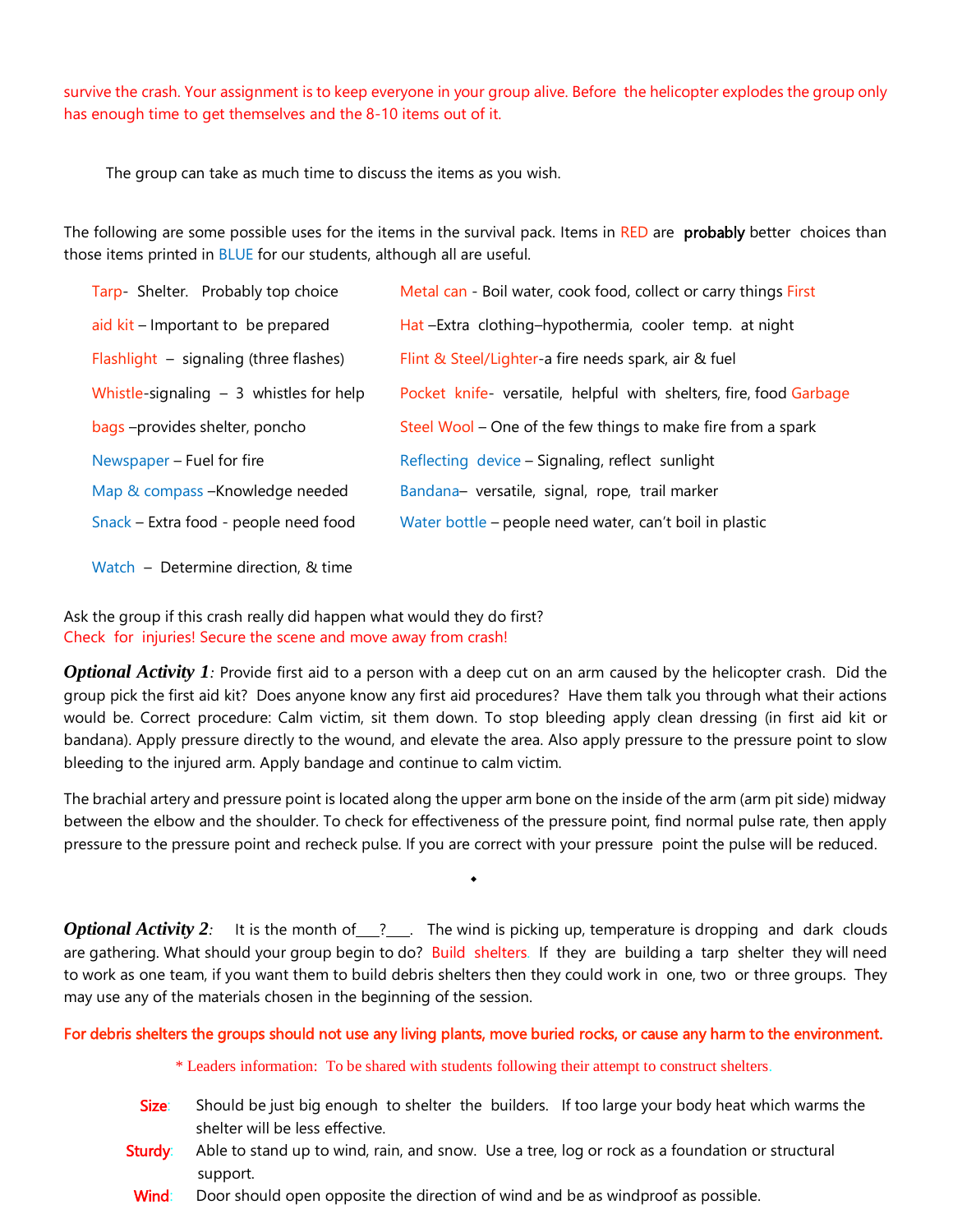survive the crash. Your assignment is to keep everyone in your group alive. Before the helicopter explodes the group only has enough time to get themselves and the 8-10 items out of it.

The group can take as much time to discuss the items as you wish.

The following are some possible uses for the items in the survival pack. Items in RED are **probably** better choices than those items printed in BLUE for our students, although all are useful.

- Tarp- Shelter. Probably top choice
- First aid kit – Important to be prepared
- Flashlight – signaling (three flashes)
- Whistle-signaling – 3 whistles for help
- Garbage bags –provides shelter, poncho
- Newspaper – Fuel for fire
- Map & compass –Knowledge needed
- Snack – Extra food - people need food
- Watch – Determine direction, & time
- Metal can - Boil water, cook food, collect or carry things
- Hat –Extra clothing–hypothermia, cooler temp. at night
- Flint & Steel/Lighter-a fire needs spark, air & fuel
- Pocket knife- versatile, helpful with shelters, fire, food
- Steel Wool – One of the few things to make fire from a spark
- Reflecting device – Signaling, reflect sunlight
- Bandana– versatile, signal, rope, trail marker
- Water bottle – people need water, can't boil in plastic

Ask the group if this crash really did happen what would they do first?
Check for injuries! Secure the scene and move away from crash!

***Optional Activity 1**:* Provide first aid to a person with a deep cut on an arm caused by the helicopter crash. Did the group pick the first aid kit? Does anyone know any first aid procedures? Have them talk you through what their actions would be. Correct procedure: Calm victim, sit them down. To stop bleeding apply clean dressing (in first aid kit or bandana). Apply pressure directly to the wound, and elevate the area. Also apply pressure to the pressure point to slow bleeding to the injured arm. Apply bandage and continue to calm victim.

The brachial artery and pressure point is located along the upper arm bone on the inside of the arm (arm pit side) midway between the elbow and the shoulder. To check for effectiveness of the pressure point, find normal pulse rate, then apply pressure to the pressure point and recheck pulse. If you are correct with your pressure point the pulse will be reduced.

***Optional Activity 2**:* It is the month of\_\_\_?\_\_\_. The wind is picking up, temperature is dropping and dark clouds are gathering. What should your group begin to do? Build shelters. If they are building a tarp shelter they will need to work as one team, if you want them to build debris shelters then they could work in one, two or three groups. They may use any of the materials chosen in the beginning of the session.

**For debris shelters the groups should not use any living plants, move buried rocks, or cause any harm to the environment.**

\* Leaders information: To be shared with students following their attempt to construct shelters.

- **Size**: Should be just big enough to shelter the builders. If too large your body heat which warms the shelter will be less effective.
- **Sturdy**: Able to stand up to wind, rain, and snow. Use a tree, log or rock as a foundation or structural support.
- **Wind**: Door should open opposite the direction of wind and be as windproof as possible.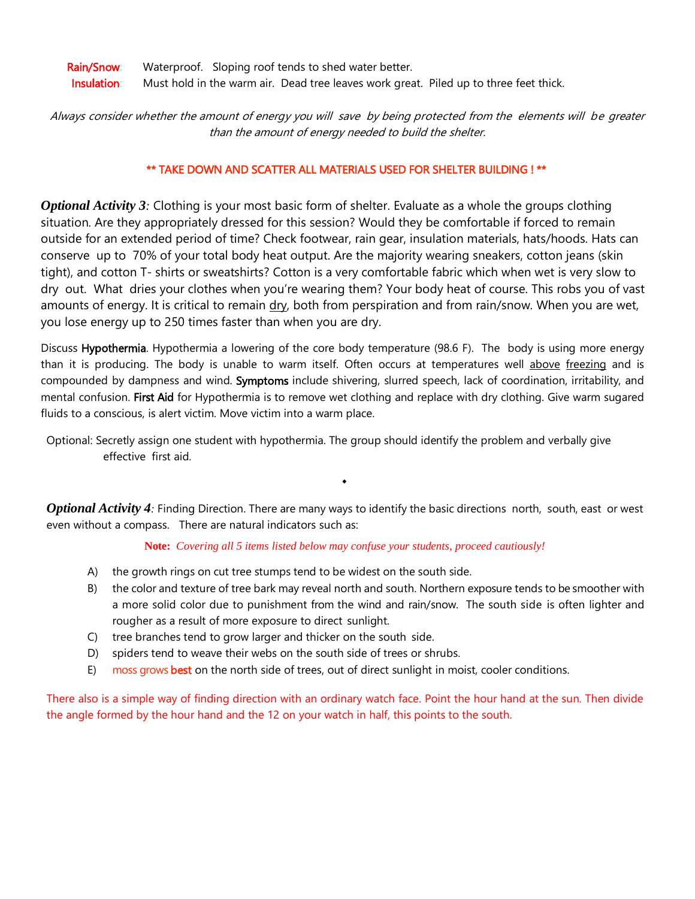**Rain/Snow**: Waterproof. Sloping roof tends to shed water better.
**Insulation**: Must hold in the warm air. Dead tree leaves work great. Piled up to three feet thick.

*Always consider whether the amount of energy you will save by being protected from the elements will be greater than the amount of energy needed to build the shelter.*

**\*\* TAKE DOWN AND SCATTER ALL MATERIALS USED FOR SHELTER BUILDING ! \*\***

***Optional Activity 3:*** Clothing is your most basic form of shelter. Evaluate as a whole the groups clothing situation. Are they appropriately dressed for this session? Would they be comfortable if forced to remain outside for an extended period of time? Check footwear, rain gear, insulation materials, hats/hoods. Hats can conserve up to 70% of your total body heat output. Are the majority wearing sneakers, cotton jeans (skin tight), and cotton T- shirts or sweatshirts? Cotton is a very comfortable fabric which when wet is very slow to dry out. What dries your clothes when you're wearing them? Your body heat of course. This robs you of vast amounts of energy. It is critical to remain dry, both from perspiration and from rain/snow. When you are wet, you lose energy up to 250 times faster than when you are dry.

Discuss **Hypothermia**. Hypothermia a lowering of the core body temperature (98.6 F). The body is using more energy than it is producing. The body is unable to warm itself. Often occurs at temperatures well above freezing and is compounded by dampness and wind. **Symptoms** include shivering, slurred speech, lack of coordination, irritability, and mental confusion. **First Aid** for Hypothermia is to remove wet clothing and replace with dry clothing. Give warm sugared fluids to a conscious, is alert victim. Move victim into a warm place.

Optional: Secretly assign one student with hypothermia. The group should identify the problem and verbally give effective first aid.

◆

***Optional Activity 4:*** Finding Direction. There are many ways to identify the basic directions north, south, east or west even without a compass. There are natural indicators such as:

**Note:** *Covering all 5 items listed below may confuse your students, proceed cautiously!*

A) the growth rings on cut tree stumps tend to be widest on the south side.
B) the color and texture of tree bark may reveal north and south. Northern exposure tends to be smoother with a more solid color due to punishment from the wind and rain/snow. The south side is often lighter and rougher as a result of more exposure to direct sunlight.
C) tree branches tend to grow larger and thicker on the south side.
D) spiders tend to weave their webs on the south side of trees or shrubs.
E) moss grows **best** on the north side of trees, out of direct sunlight in moist, cooler conditions.

There also is a simple way of finding direction with an ordinary watch face. Point the hour hand at the sun. Then divide the angle formed by the hour hand and the 12 on your watch in half, this points to the south.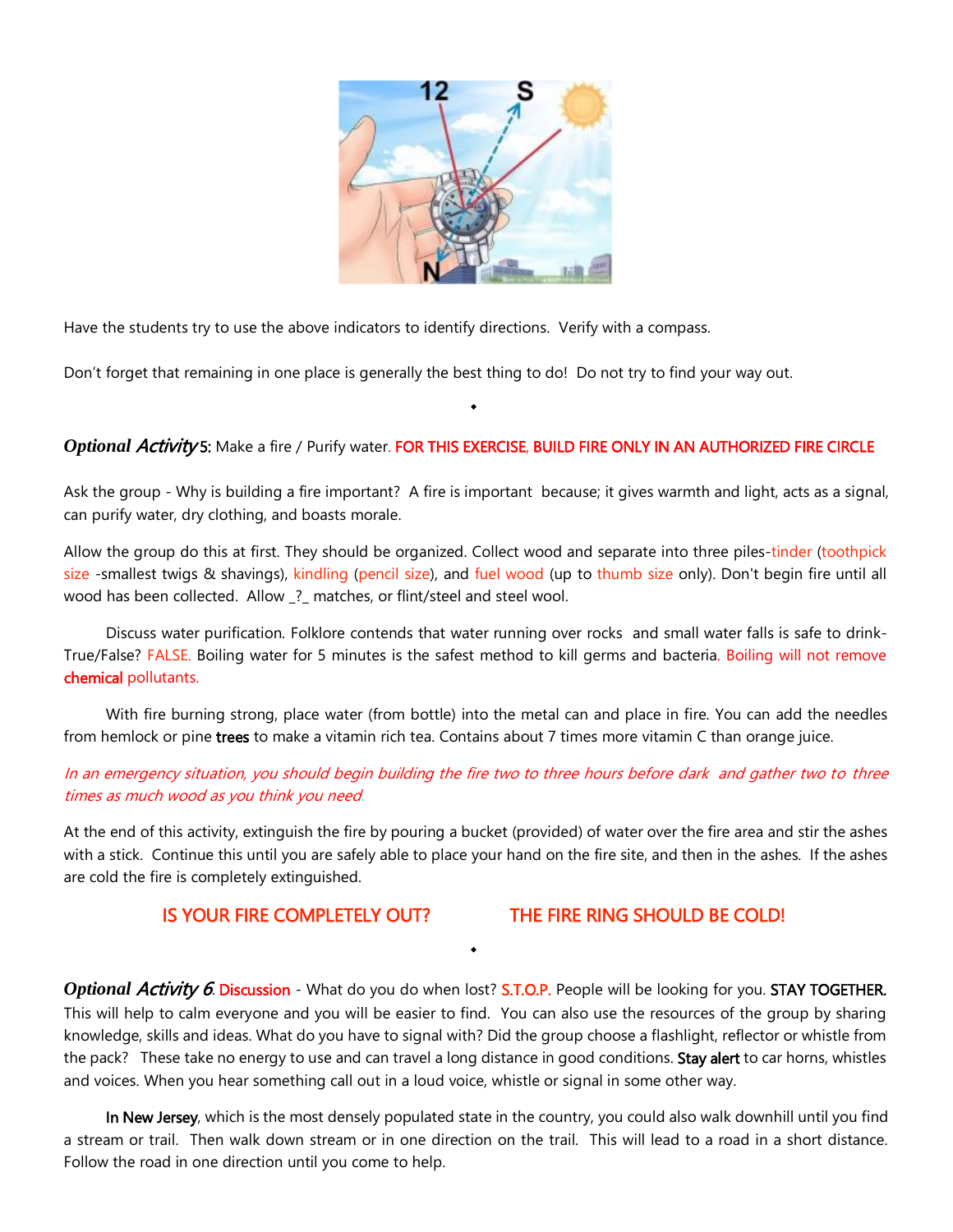Have the students try to use the above indicators to identify directions. Verify with a compass.

Don't forget that remaining in one place is generally the best thing to do! Do not try to find your way out.

◆

***Optional Activity* 5:** Make a fire / Purify water. **FOR THIS EXERCISE, BUILD FIRE ONLY IN AN AUTHORIZED FIRE CIRCLE**

Ask the group - Why is building a fire important? A fire is important because; it gives warmth and light, acts as a signal, can purify water, dry clothing, and boasts morale.

Allow the group do this at first. They should be organized. Collect wood and separate into three piles-tinder (toothpick size -smallest twigs & shavings), kindling (pencil size), and fuel wood (up to thumb size only). Don't begin fire until all wood has been collected. Allow _?_ matches, or flint/steel and steel wool.

Discuss water purification. Folklore contends that water running over rocks and small water falls is safe to drink- True/False? FALSE. Boiling water for 5 minutes is the safest method to kill germs and bacteria. Boiling will not remove **chemical** pollutants.

With fire burning strong, place water (from bottle) into the metal can and place in fire. You can add the needles from hemlock or pine **trees** to make a vitamin rich tea. Contains about 7 times more vitamin C than orange juice.

*In an emergency situation, you should begin building the fire two to three hours before dark and gather two to three times as much wood as you think you need.*

At the end of this activity, extinguish the fire by pouring a bucket (provided) of water over the fire area and stir the ashes with a stick. Continue this until you are safely able to place your hand on the fire site, and then in the ashes. If the ashes are cold the fire is completely extinguished.

**IS YOUR FIRE COMPLETELY OUT?** **THE FIRE RING SHOULD BE COLD!**

◆

***Optional Activity 6*. Discussion** - What do you do when lost? **S.T.O.P.** People will be looking for you. **STAY TOGETHER.** This will help to calm everyone and you will be easier to find. You can also use the resources of the group by sharing knowledge, skills and ideas. What do you have to signal with? Did the group choose a flashlight, reflector or whistle from the pack? These take no energy to use and can travel a long distance in good conditions. **Stay alert** to car horns, whistles and voices. When you hear something call out in a loud voice, whistle or signal in some other way.

**In New Jersey**, which is the most densely populated state in the country, you could also walk downhill until you find a stream or trail. Then walk down stream or in one direction on the trail. This will lead to a road in a short distance. Follow the road in one direction until you come to help.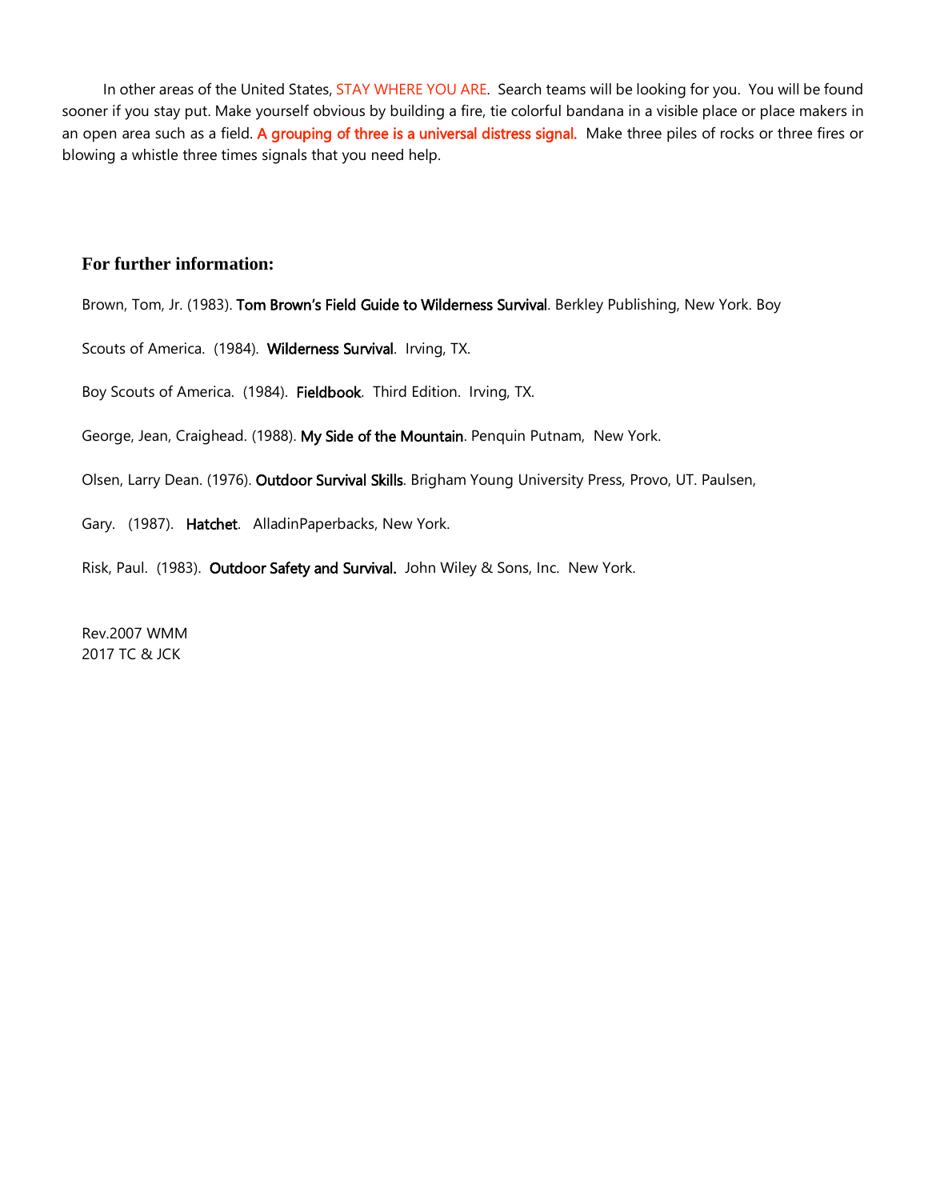In other areas of the United States, STAY WHERE YOU ARE. Search teams will be looking for you. You will be found sooner if you stay put. Make yourself obvious by building a fire, tie colorful bandana in a visible place or place makers in an open area such as a field. **A grouping of three is a universal distress signal.** Make three piles of rocks or three fires or blowing a whistle three times signals that you need help.

## For further information:

Brown, Tom, Jr. (1983). **Tom Brown's Field Guide to Wilderness Survival**. Berkley Publishing, New York. Boy

Scouts of America. (1984). **Wilderness Survival**. Irving, TX.

Boy Scouts of America. (1984). **Fieldbook**. Third Edition. Irving, TX.

George, Jean, Craighead. (1988). **My Side of the Mountain**. Penquin Putnam, New York.

Olsen, Larry Dean. (1976). **Outdoor Survival Skills**. Brigham Young University Press, Provo, UT. Paulsen,

Gary. (1987). **Hatchet**. AlladinPaperbacks, New York.

Risk, Paul. (1983). **Outdoor Safety and Survival.** John Wiley & Sons, Inc. New York.

Rev.2007 WMM
2017 TC & JCK